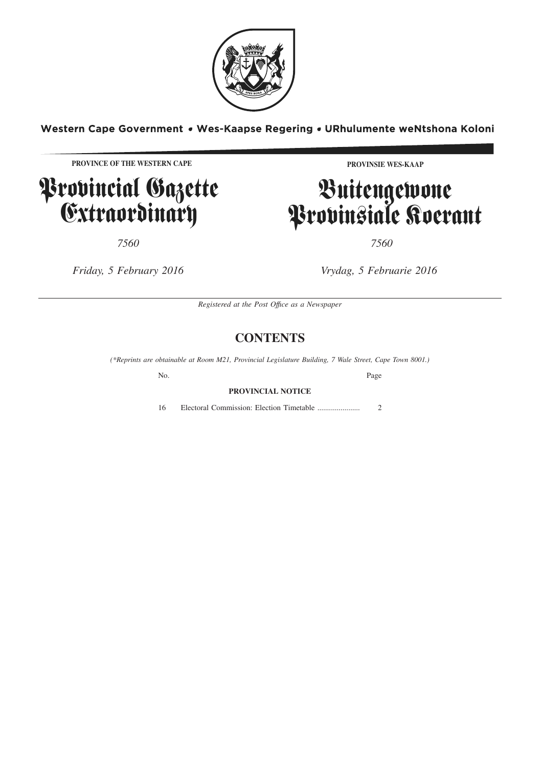**Western Cape Government • Wes-Kaapse Regering • URhulumente weNtshona Koloni**

**PROVINCE OF THE WESTERN CAPE**

# Provincial Gazette Extraordinary

*7560*

*Friday, 5 February 2016*

**PROVINSIE WES-KAAP**

# Buitengewone Provinsiale Koerant

*7560*

*Vrydag, 5 Februarie 2016*

*Registered at the Post Office as a Newspaper*

## CONTENTS

*(\*Reprints are obtainable at Room M21, Provincial Legislature Building, 7 Wale Street, Cape Town 8001.)*

| No. | | Page |
|---|---|---|
| | **PROVINCIAL NOTICE** | |
| 16 | Electoral Commission: Election Timetable ...................... | 2 |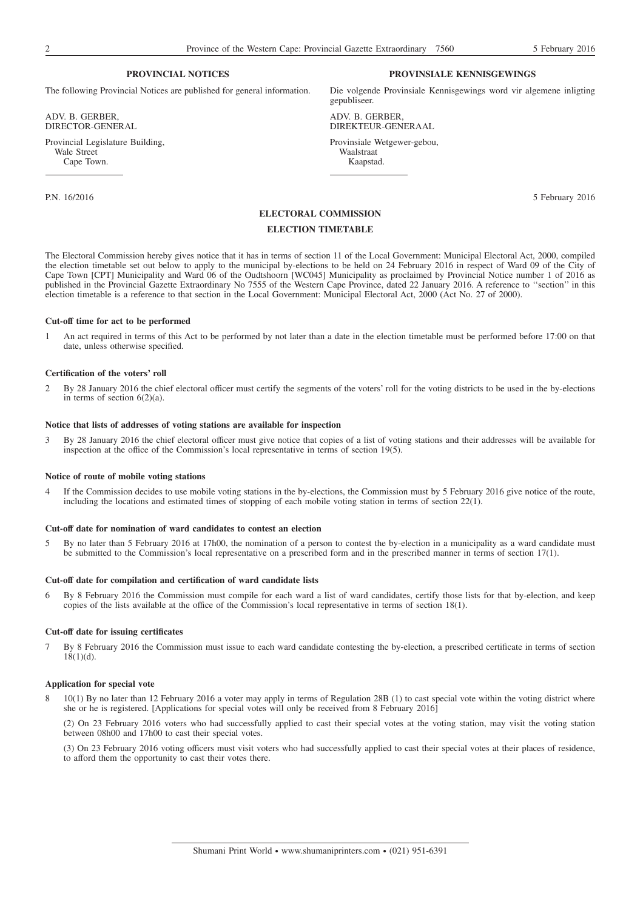## PROVINCIAL NOTICES

The following Provincial Notices are published for general information.

ADV. B. GERBER,
DIRECTOR-GENERAL

Provincial Legislature Building,
Wale Street
Cape Town.

## PROVINSIALE KENNISGEWINGS

Die volgende Provinsiale Kennisgewings word vir algemene inligting gepubliseer.

ADV. B. GERBER,
DIREKTEUR-GENERAAL

Provinsiale Wetgewer-gebou,
Waalstraat
Kaapstad.

P.N. 16/2016 5 February 2016

## ELECTORAL COMMISSION

## ELECTION TIMETABLE

The Electoral Commission hereby gives notice that it has in terms of section 11 of the Local Government: Municipal Electoral Act, 2000, compiled the election timetable set out below to apply to the municipal by-elections to be held on 24 February 2016 in respect of Ward 09 of the City of Cape Town [CPT] Municipality and Ward 06 of the Oudtshoorn [WC045] Municipality as proclaimed by Provincial Notice number 1 of 2016 as published in the Provincial Gazette Extraordinary No 7555 of the Western Cape Province, dated 22 January 2016. A reference to ''section'' in this election timetable is a reference to that section in the Local Government: Municipal Electoral Act, 2000 (Act No. 27 of 2000).

**Cut-off time for act to be performed**

1 An act required in terms of this Act to be performed by not later than a date in the election timetable must be performed before 17:00 on that date, unless otherwise specified.

**Certification of the voters' roll**

2 By 28 January 2016 the chief electoral officer must certify the segments of the voters' roll for the voting districts to be used in the by-elections in terms of section 6(2)(a).

**Notice that lists of addresses of voting stations are available for inspection**

3 By 28 January 2016 the chief electoral officer must give notice that copies of a list of voting stations and their addresses will be available for inspection at the office of the Commission's local representative in terms of section 19(5).

**Notice of route of mobile voting stations**

4 If the Commission decides to use mobile voting stations in the by-elections, the Commission must by 5 February 2016 give notice of the route, including the locations and estimated times of stopping of each mobile voting station in terms of section 22(1).

**Cut-off date for nomination of ward candidates to contest an election**

5 By no later than 5 February 2016 at 17h00, the nomination of a person to contest the by-election in a municipality as a ward candidate must be submitted to the Commission's local representative on a prescribed form and in the prescribed manner in terms of section 17(1).

**Cut-off date for compilation and certification of ward candidate lists**

6 By 8 February 2016 the Commission must compile for each ward a list of ward candidates, certify those lists for that by-election, and keep copies of the lists available at the office of the Commission's local representative in terms of section 18(1).

**Cut-off date for issuing certificates**

7 By 8 February 2016 the Commission must issue to each ward candidate contesting the by-election, a prescribed certificate in terms of section 18(1)(d).

**Application for special vote**

8 10(1) By no later than 12 February 2016 a voter may apply in terms of Regulation 28B (1) to cast special vote within the voting district where she or he is registered. [Applications for special votes will only be received from 8 February 2016]

(2) On 23 February 2016 voters who had successfully applied to cast their special votes at the voting station, may visit the voting station between 08h00 and 17h00 to cast their special votes.

(3) On 23 February 2016 voting officers must visit voters who had successfully applied to cast their special votes at their places of residence, to afford them the opportunity to cast their votes there.